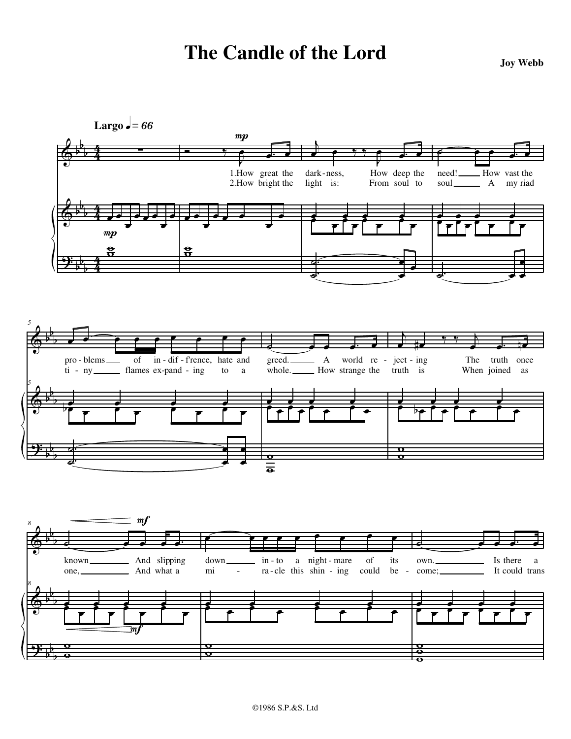# The Candle of the Lord

**Joy Webb**

**Largo** ♩ = 66

*mp*

1. How great the dark-ness, How deep the need! How vast the pro-blems of in-dif-f'rence, hate and greed. A world re-ject-ing The truth once known And slipping down in-to a night-mare of its own. Is there a

2. How bright the light is: From soul to soul A my riad ti-ny flames ex-pand-ing to a whole. How strange the truth is When joined as one, And what a mi-ra-cle this shin-ing could be-come; It could trans

*mf*

©1986 S.P.&S. Ltd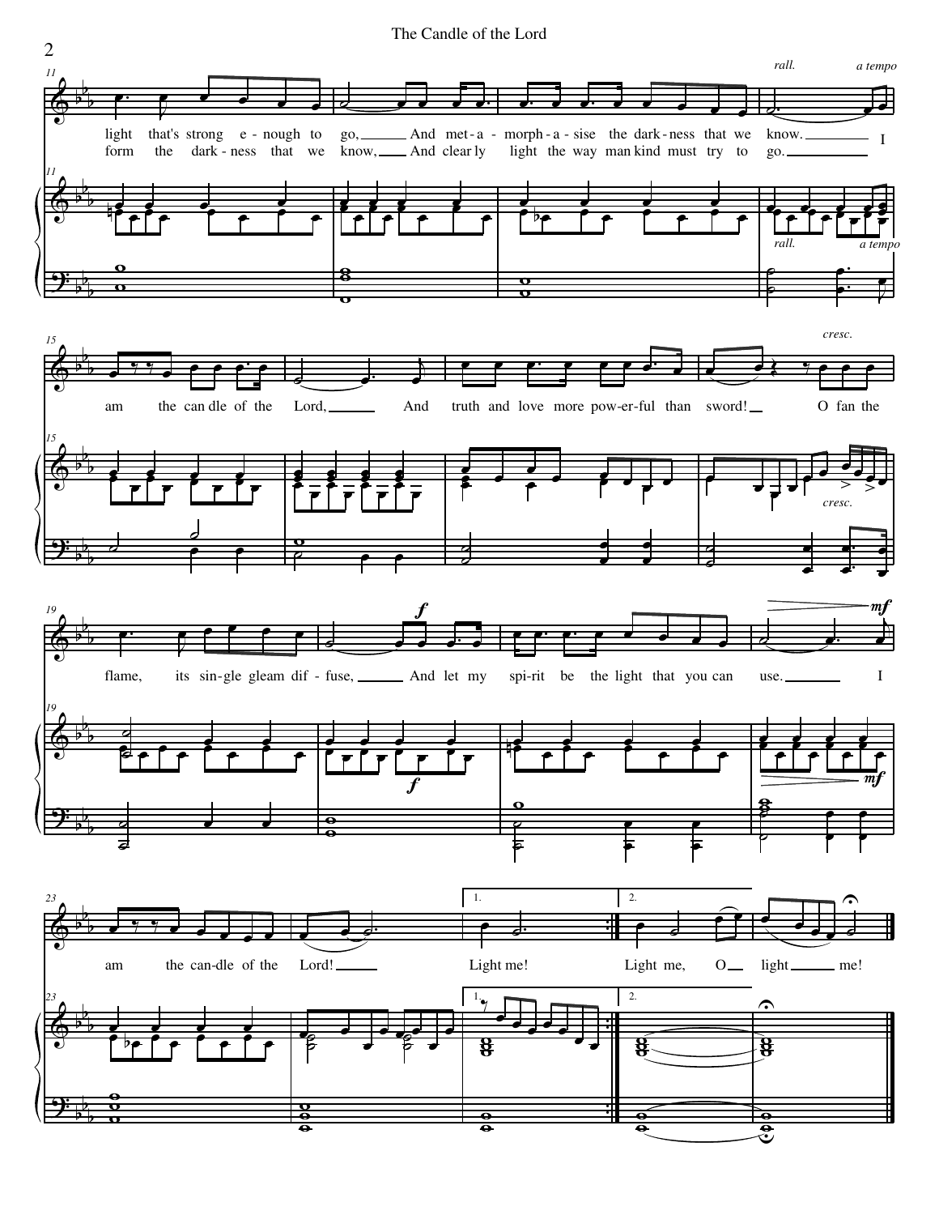light that's strong e - nough to go, And met - a - morph - a - sise the dark - ness that we know. I

form the dark - ness that we know, And clear ly light the way man kind must try to go.

*rall.* *a tempo*

am the can dle of the Lord, And truth and love more pow - er - ful than sword! O fan the

*cresc.*

flame, its sin - gle gleam dif - fuse, And let my spi - rit be the light that you can use. I

*f* *mf*

am the can - dle of the Lord! Light me! Light me, O light me!

1. 2.